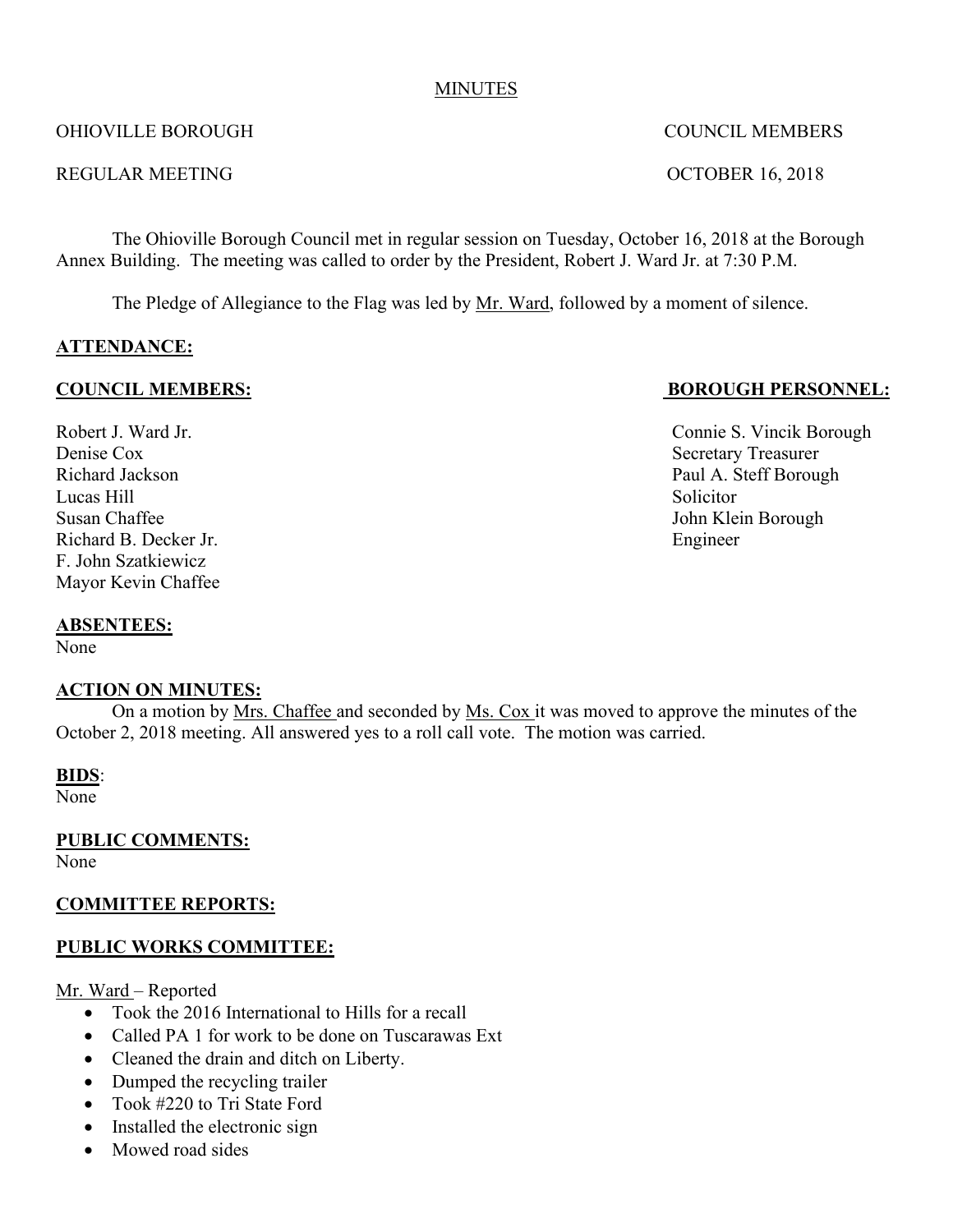MINUTES

OHIOVILLE BOROUGH COUNCIL MEMBERS

REGULAR MEETING OCTOBER 16, 2018

The Ohioville Borough Council met in regular session on Tuesday, October 16, 2018 at the Borough Annex Building. The meeting was called to order by the President, Robert J. Ward Jr. at 7:30 P.M.

The Pledge of Allegiance to the Flag was led by Mr. Ward, followed by a moment of silence.

**ATTENDANCE:**

**COUNCIL MEMBERS:**

Robert J. Ward Jr.
Denise Cox
Richard Jackson
Lucas Hill
Susan Chaffee
Richard B. Decker Jr.
F. John Szatkiewicz
Mayor Kevin Chaffee

**BOROUGH PERSONNEL:**

Connie S. Vincik Borough Secretary Treasurer
Paul A. Steff Borough Solicitor
John Klein Borough Engineer

**ABSENTEES:**
None

**ACTION ON MINUTES:**
On a motion by Mrs. Chaffee and seconded by Ms. Cox it was moved to approve the minutes of the October 2, 2018 meeting. All answered yes to a roll call vote. The motion was carried.

**BIDS**:
None

**PUBLIC COMMENTS:**
None

**COMMITTEE REPORTS:**

**PUBLIC WORKS COMMITTEE:**

Mr. Ward – Reported

- Took the 2016 International to Hills for a recall
- Called PA 1 for work to be done on Tuscarawas Ext
- Cleaned the drain and ditch on Liberty.
- Dumped the recycling trailer
- Took #220 to Tri State Ford
- Installed the electronic sign
- Mowed road sides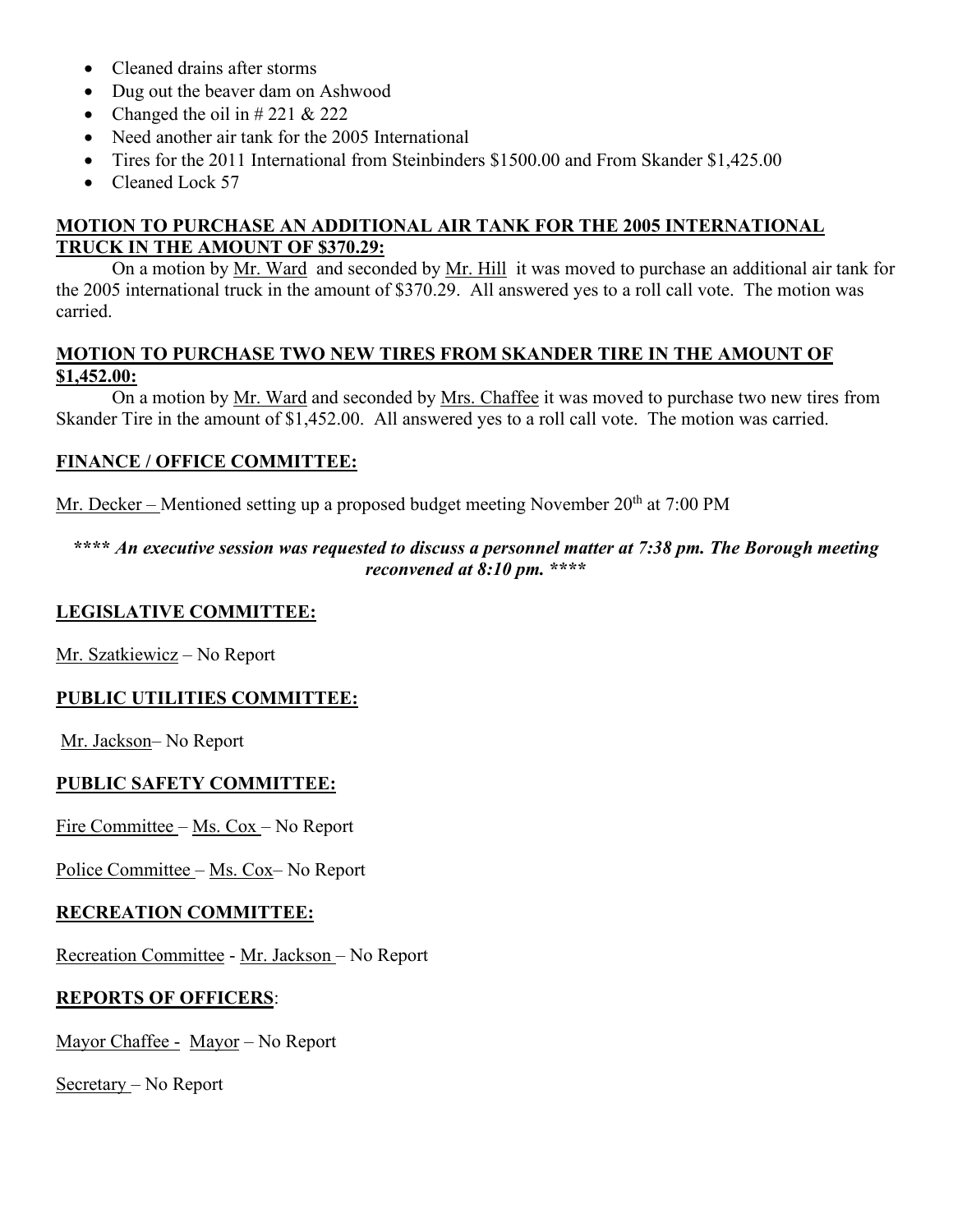- Cleaned drains after storms
- Dug out the beaver dam on Ashwood
- Changed the oil in # 221 & 222
- Need another air tank for the 2005 International
- Tires for the 2011 International from Steinbinders $1500.00 and From Skander $1,425.00
- Cleaned Lock 57

**MOTION TO PURCHASE AN ADDITIONAL AIR TANK FOR THE 2005 INTERNATIONAL TRUCK IN THE AMOUNT OF $370.29:**

On a motion by Mr. Ward and seconded by Mr. Hill it was moved to purchase an additional air tank for the 2005 international truck in the amount of $370.29. All answered yes to a roll call vote. The motion was carried.

**MOTION TO PURCHASE TWO NEW TIRES FROM SKANDER TIRE IN THE AMOUNT OF $1,452.00:**

On a motion by Mr. Ward and seconded by Mrs. Chaffee it was moved to purchase two new tires from Skander Tire in the amount of $1,452.00. All answered yes to a roll call vote. The motion was carried.

**FINANCE / OFFICE COMMITTEE:**

Mr. Decker – Mentioned setting up a proposed budget meeting November 20th at 7:00 PM

***\*\*\*\* An executive session was requested to discuss a personnel matter at 7:38 pm. The Borough meeting reconvened at 8:10 pm. \*\*\*\****

**LEGISLATIVE COMMITTEE:**

Mr. Szatkiewicz – No Report

**PUBLIC UTILITIES COMMITTEE:**

Mr. Jackson– No Report

**PUBLIC SAFETY COMMITTEE:**

Fire Committee – Ms. Cox – No Report

Police Committee – Ms. Cox– No Report

**RECREATION COMMITTEE:**

Recreation Committee - Mr. Jackson – No Report

**REPORTS OF OFFICERS**:

Mayor Chaffee - Mayor – No Report

Secretary – No Report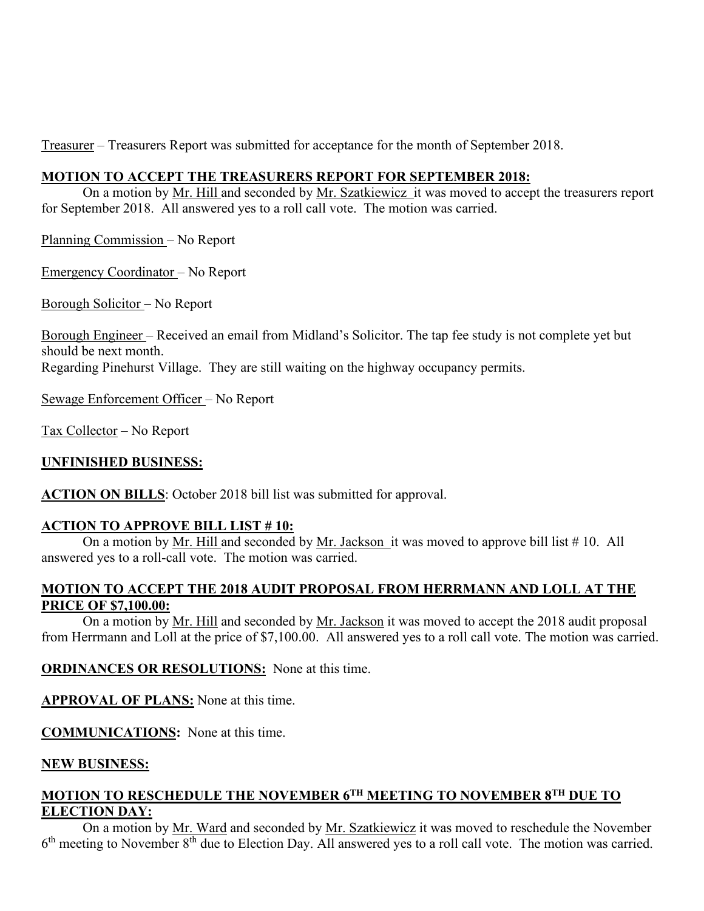Treasurer – Treasurers Report was submitted for acceptance for the month of September 2018.

**MOTION TO ACCEPT THE TREASURERS REPORT FOR SEPTEMBER 2018:**

On a motion by Mr. Hill and seconded by Mr. Szatkiewicz it was moved to accept the treasurers report for September 2018. All answered yes to a roll call vote. The motion was carried.

Planning Commission – No Report

Emergency Coordinator – No Report

Borough Solicitor – No Report

Borough Engineer – Received an email from Midland's Solicitor. The tap fee study is not complete yet but should be next month.
Regarding Pinehurst Village. They are still waiting on the highway occupancy permits.

Sewage Enforcement Officer – No Report

Tax Collector – No Report

**UNFINISHED BUSINESS:**

**ACTION ON BILLS**: October 2018 bill list was submitted for approval.

**ACTION TO APPROVE BILL LIST # 10:**

On a motion by Mr. Hill and seconded by Mr. Jackson it was moved to approve bill list # 10. All answered yes to a roll-call vote. The motion was carried.

**MOTION TO ACCEPT THE 2018 AUDIT PROPOSAL FROM HERRMANN AND LOLL AT THE PRICE OF $7,100.00:**

On a motion by Mr. Hill and seconded by Mr. Jackson it was moved to accept the 2018 audit proposal from Herrmann and Loll at the price of $7,100.00. All answered yes to a roll call vote. The motion was carried.

**ORDINANCES OR RESOLUTIONS:** None at this time.

**APPROVAL OF PLANS:** None at this time.

**COMMUNICATIONS:** None at this time.

**NEW BUSINESS:**

**MOTION TO RESCHEDULE THE NOVEMBER 6TH MEETING TO NOVEMBER 8TH DUE TO ELECTION DAY:**

On a motion by Mr. Ward and seconded by Mr. Szatkiewicz it was moved to reschedule the November 6th meeting to November 8th due to Election Day. All answered yes to a roll call vote. The motion was carried.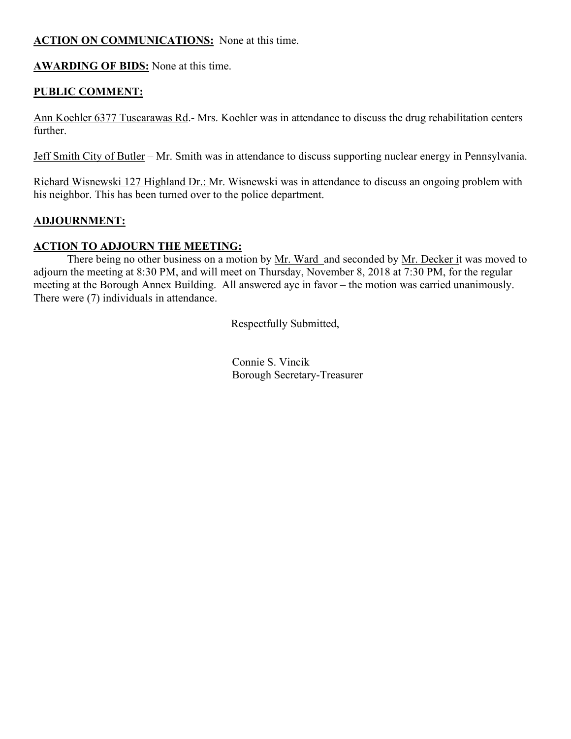**ACTION ON COMMUNICATIONS:** None at this time.

**AWARDING OF BIDS:** None at this time.

**PUBLIC COMMENT:**

Ann Koehler 6377 Tuscarawas Rd.- Mrs. Koehler was in attendance to discuss the drug rehabilitation centers further.

Jeff Smith City of Butler – Mr. Smith was in attendance to discuss supporting nuclear energy in Pennsylvania.

Richard Wisnewski 127 Highland Dr.: Mr. Wisnewski was in attendance to discuss an ongoing problem with his neighbor. This has been turned over to the police department.

**ADJOURNMENT:**

**ACTION TO ADJOURN THE MEETING:**

There being no other business on a motion by Mr. Ward and seconded by Mr. Decker it was moved to adjourn the meeting at 8:30 PM, and will meet on Thursday, November 8, 2018 at 7:30 PM, for the regular meeting at the Borough Annex Building. All answered aye in favor – the motion was carried unanimously. There were (7) individuals in attendance.

Respectfully Submitted,

Connie S. Vincik
Borough Secretary-Treasurer